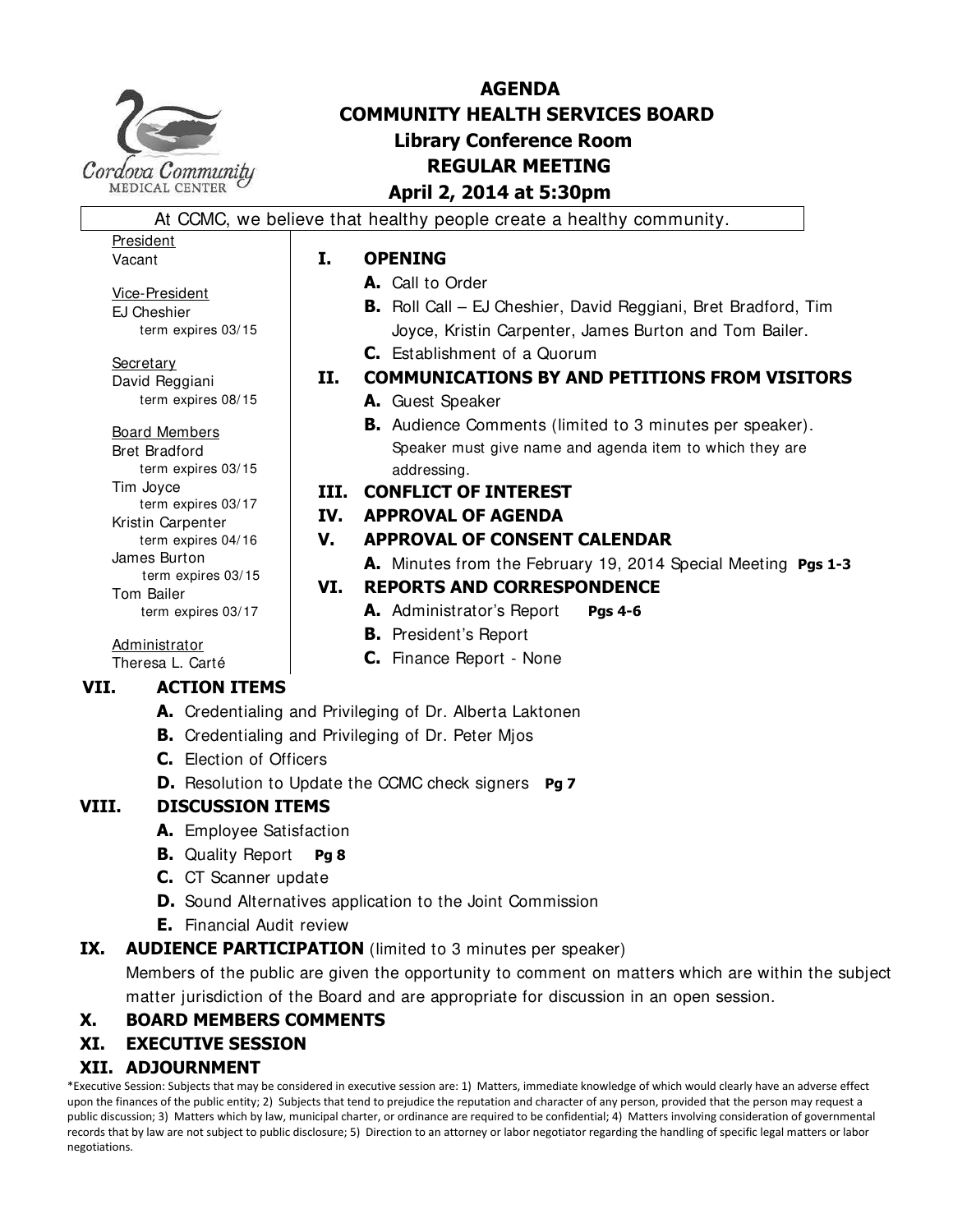# AGENDA
## COMMUNITY HEALTH SERVICES BOARD
### Library Conference Room
### REGULAR MEETING
### April 2, 2014 at 5:30pm

At CCMC, we believe that healthy people create a healthy community.

President
Vacant

Vice-President
EJ Cheshier
term expires 03/15

Secretary
David Reggiani
term expires 08/15

Board Members
Bret Bradford
term expires 03/15
Tim Joyce
term expires 03/17
Kristin Carpenter
term expires 04/16
James Burton
term expires 03/15
Tom Bailer
term expires 03/17

Administrator
Theresa L. Carté

**I. OPENING**

- **A.** Call to Order
- **B.** Roll Call – EJ Cheshier, David Reggiani, Bret Bradford, Tim Joyce, Kristin Carpenter, James Burton and Tom Bailer.
- **C.** Establishment of a Quorum

**II. COMMUNICATIONS BY AND PETITIONS FROM VISITORS**

- **A.** Guest Speaker
- **B.** Audience Comments (limited to 3 minutes per speaker). Speaker must give name and agenda item to which they are addressing.

**III. CONFLICT OF INTEREST**

**IV. APPROVAL OF AGENDA**

**V. APPROVAL OF CONSENT CALENDAR**

- **A.** Minutes from the February 19, 2014 Special Meeting **Pgs 1-3**

**VI. REPORTS AND CORRESPONDENCE**

- **A.** Administrator's Report **Pgs 4-6**
- **B.** President's Report
- **C.** Finance Report - None

**VII. ACTION ITEMS**

- **A.** Credentialing and Privileging of Dr. Alberta Laktonen
- **B.** Credentialing and Privileging of Dr. Peter Mjos
- **C.** Election of Officers
- **D.** Resolution to Update the CCMC check signers **Pg 7**

**VIII. DISCUSSION ITEMS**

- **A.** Employee Satisfaction
- **B.** Quality Report **Pg 8**
- **C.** CT Scanner update
- **D.** Sound Alternatives application to the Joint Commission
- **E.** Financial Audit review

**IX. AUDIENCE PARTICIPATION** (limited to 3 minutes per speaker)

Members of the public are given the opportunity to comment on matters which are within the subject matter jurisdiction of the Board and are appropriate for discussion in an open session.

**X. BOARD MEMBERS COMMENTS**

**XI. EXECUTIVE SESSION**

**XII. ADJOURNMENT**

*Executive Session: Subjects that may be considered in executive session are: 1) Matters, immediate knowledge of which would clearly have an adverse effect upon the finances of the public entity; 2) Subjects that tend to prejudice the reputation and character of any person, provided that the person may request a public discussion; 3) Matters which by law, municipal charter, or ordinance are required to be confidential; 4) Matters involving consideration of governmental records that by law are not subject to public disclosure; 5) Direction to an attorney or labor negotiator regarding the handling of specific legal matters or labor negotiations.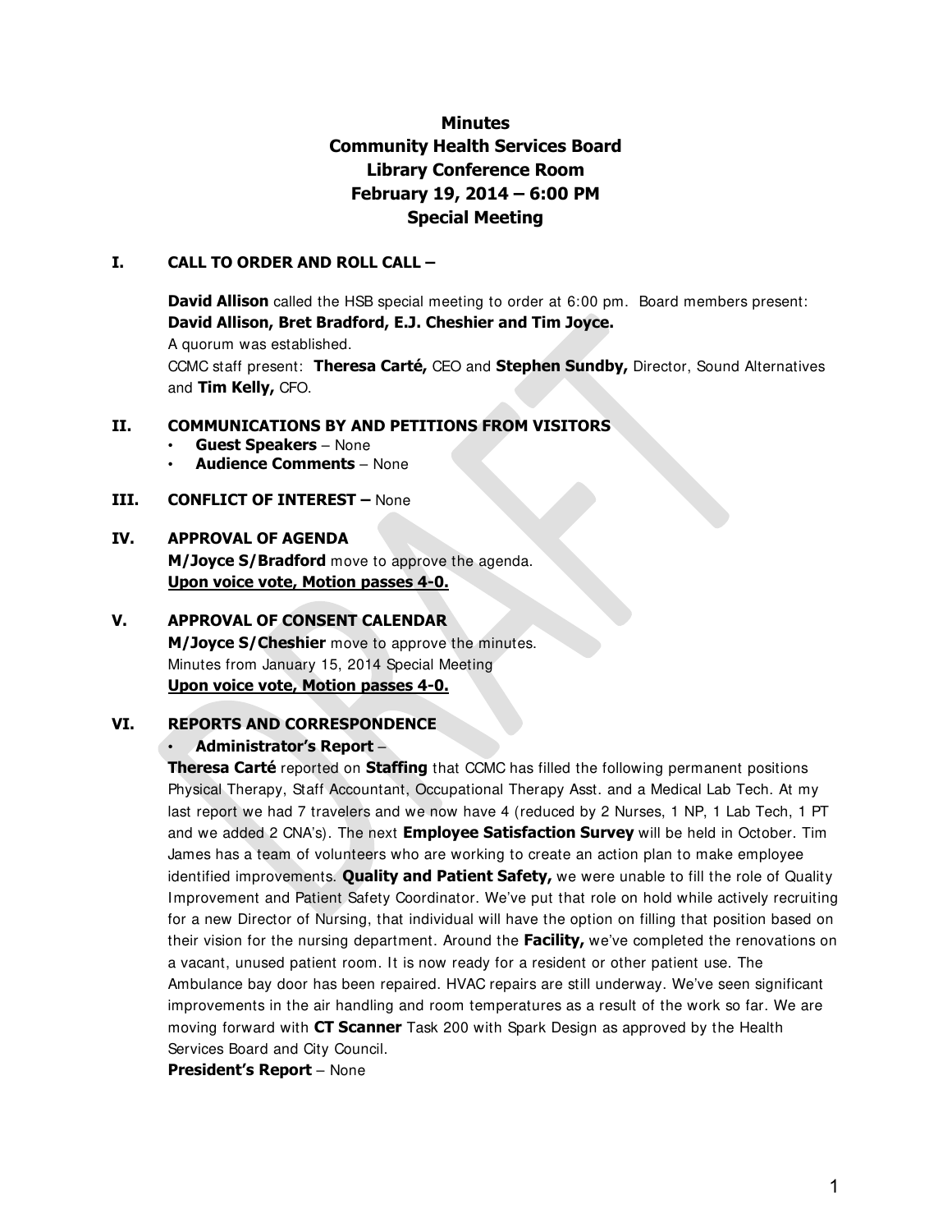# Minutes
# Community Health Services Board
# Library Conference Room
# February 19, 2014 – 6:00 PM
# Special Meeting

## I. CALL TO ORDER AND ROLL CALL –

**David Allison** called the HSB special meeting to order at 6:00 pm. Board members present: **David Allison, Bret Bradford, E.J. Cheshier and Tim Joyce.**

A quorum was established.

CCMC staff present: **Theresa Carté,** CEO and **Stephen Sundby,** Director, Sound Alternatives and **Tim Kelly,** CFO.

## II. COMMUNICATIONS BY AND PETITIONS FROM VISITORS

- **Guest Speakers** – None
- **Audience Comments** – None

## III. CONFLICT OF INTEREST – None

## IV. APPROVAL OF AGENDA

**M/Joyce S/Bradford** move to approve the agenda.

**Upon voice vote, Motion passes 4-0.**

## V. APPROVAL OF CONSENT CALENDAR

**M/Joyce S/Cheshier** move to approve the minutes.

Minutes from January 15, 2014 Special Meeting

**Upon voice vote, Motion passes 4-0.**

## VI. REPORTS AND CORRESPONDENCE

- **Administrator's Report** –

**Theresa Carté** reported on **Staffing** that CCMC has filled the following permanent positions Physical Therapy, Staff Accountant, Occupational Therapy Asst. and a Medical Lab Tech. At my last report we had 7 travelers and we now have 4 (reduced by 2 Nurses, 1 NP, 1 Lab Tech, 1 PT and we added 2 CNA's). The next **Employee Satisfaction Survey** will be held in October. Tim James has a team of volunteers who are working to create an action plan to make employee identified improvements. **Quality and Patient Safety,** we were unable to fill the role of Quality Improvement and Patient Safety Coordinator. We've put that role on hold while actively recruiting for a new Director of Nursing, that individual will have the option on filling that position based on their vision for the nursing department. Around the **Facility,** we've completed the renovations on a vacant, unused patient room. It is now ready for a resident or other patient use. The Ambulance bay door has been repaired. HVAC repairs are still underway. We've seen significant improvements in the air handling and room temperatures as a result of the work so far. We are moving forward with **CT Scanner** Task 200 with Spark Design as approved by the Health Services Board and City Council.

**President's Report** – None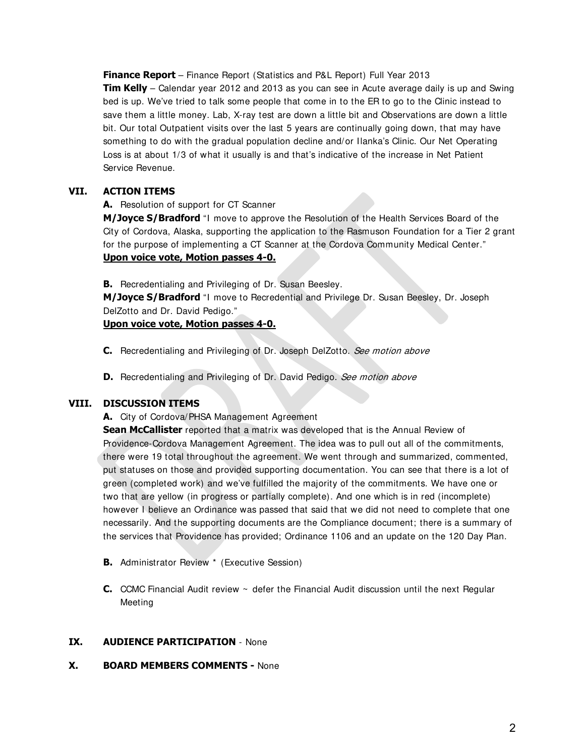**Finance Report** – Finance Report (Statistics and P&L Report) Full Year 2013
**Tim Kelly** – Calendar year 2012 and 2013 as you can see in Acute average daily is up and Swing bed is up. We've tried to talk some people that come in to the ER to go to the Clinic instead to save them a little money. Lab, X-ray test are down a little bit and Observations are down a little bit. Our total Outpatient visits over the last 5 years are continually going down, that may have something to do with the gradual population decline and/or Ilanka's Clinic. Our Net Operating Loss is at about 1/3 of what it usually is and that's indicative of the increase in Net Patient Service Revenue.

## VII. ACTION ITEMS

**A.** Resolution of support for CT Scanner

**M/Joyce S/Bradford** "I move to approve the Resolution of the Health Services Board of the City of Cordova, Alaska, supporting the application to the Rasmuson Foundation for a Tier 2 grant for the purpose of implementing a CT Scanner at the Cordova Community Medical Center."
**<u>Upon voice vote, Motion passes 4-0.</u>**

**B.** Recredentialing and Privileging of Dr. Susan Beesley.

**M/Joyce S/Bradford** "I move to Recredential and Privilege Dr. Susan Beesley, Dr. Joseph DelZotto and Dr. David Pedigo."
**<u>Upon voice vote, Motion passes 4-0.</u>**

**C.** Recredentialing and Privileging of Dr. Joseph DelZotto. *See motion above*

**D.** Recredentialing and Privileging of Dr. David Pedigo. *See motion above*

## VIII. DISCUSSION ITEMS

**A.** City of Cordova/PHSA Management Agreement

**Sean McCallister** reported that a matrix was developed that is the Annual Review of Providence-Cordova Management Agreement. The idea was to pull out all of the commitments, there were 19 total throughout the agreement. We went through and summarized, commented, put statuses on those and provided supporting documentation. You can see that there is a lot of green (completed work) and we've fulfilled the majority of the commitments. We have one or two that are yellow (in progress or partially complete). And one which is in red (incomplete) however I believe an Ordinance was passed that said that we did not need to complete that one necessarily. And the supporting documents are the Compliance document; there is a summary of the services that Providence has provided; Ordinance 1106 and an update on the 120 Day Plan.

**B.** Administrator Review * (Executive Session)

**C.** CCMC Financial Audit review ~ defer the Financial Audit discussion until the next Regular Meeting

## IX. AUDIENCE PARTICIPATION - None

## X. BOARD MEMBERS COMMENTS - None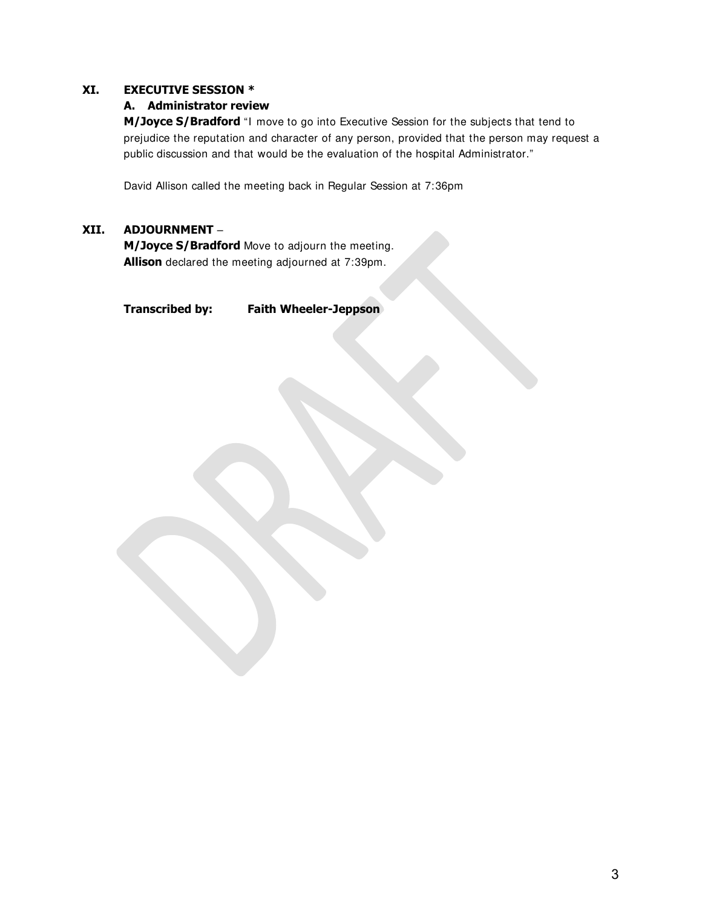## XI. EXECUTIVE SESSION *

### A. Administrator review

**M/Joyce S/Bradford** "I move to go into Executive Session for the subjects that tend to prejudice the reputation and character of any person, provided that the person may request a public discussion and that would be the evaluation of the hospital Administrator."

David Allison called the meeting back in Regular Session at 7:36pm

## XII. ADJOURNMENT –

**M/Joyce S/Bradford** Move to adjourn the meeting.
**Allison** declared the meeting adjourned at 7:39pm.

**Transcribed by:** **Faith Wheeler-Jeppson**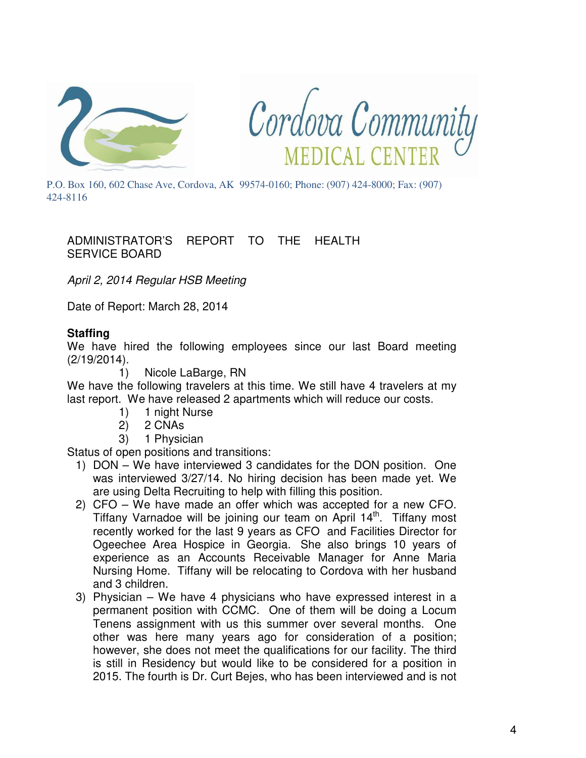Cordova Community MEDICAL CENTER

P.O. Box 160, 602 Chase Ave, Cordova, AK 99574-0160; Phone: (907) 424-8000; Fax: (907) 424-8116

ADMINISTRATOR'S REPORT TO THE HEALTH SERVICE BOARD

*April 2, 2014 Regular HSB Meeting*

Date of Report: March 28, 2014

**Staffing**

We have hired the following employees since our last Board meeting (2/19/2014).

1) Nicole LaBarge, RN

We have the following travelers at this time. We still have 4 travelers at my last report. We have released 2 apartments which will reduce our costs.

1) 1 night Nurse
2) 2 CNAs
3) 1 Physician

Status of open positions and transitions:

1) DON – We have interviewed 3 candidates for the DON position. One was interviewed 3/27/14. No hiring decision has been made yet. We are using Delta Recruiting to help with filling this position.
2) CFO – We have made an offer which was accepted for a new CFO. Tiffany Varnadoe will be joining our team on April 14th. Tiffany most recently worked for the last 9 years as CFO and Facilities Director for Ogeechee Area Hospice in Georgia. She also brings 10 years of experience as an Accounts Receivable Manager for Anne Maria Nursing Home. Tiffany will be relocating to Cordova with her husband and 3 children.
3) Physician – We have 4 physicians who have expressed interest in a permanent position with CCMC. One of them will be doing a Locum Tenens assignment with us this summer over several months. One other was here many years ago for consideration of a position; however, she does not meet the qualifications for our facility. The third is still in Residency but would like to be considered for a position in 2015. The fourth is Dr. Curt Bejes, who has been interviewed and is not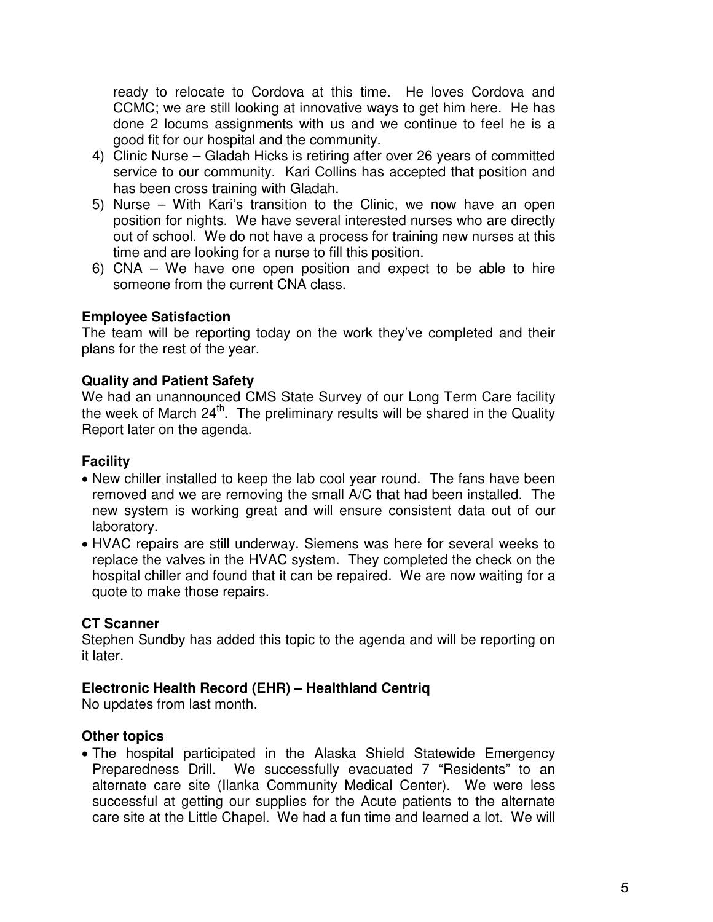ready to relocate to Cordova at this time. He loves Cordova and CCMC; we are still looking at innovative ways to get him here. He has done 2 locums assignments with us and we continue to feel he is a good fit for our hospital and the community.

4) Clinic Nurse – Gladah Hicks is retiring after over 26 years of committed service to our community. Kari Collins has accepted that position and has been cross training with Gladah.
5) Nurse – With Kari's transition to the Clinic, we now have an open position for nights. We have several interested nurses who are directly out of school. We do not have a process for training new nurses at this time and are looking for a nurse to fill this position.
6) CNA – We have one open position and expect to be able to hire someone from the current CNA class.

**Employee Satisfaction**

The team will be reporting today on the work they've completed and their plans for the rest of the year.

**Quality and Patient Safety**

We had an unannounced CMS State Survey of our Long Term Care facility the week of March 24th. The preliminary results will be shared in the Quality Report later on the agenda.

**Facility**

- New chiller installed to keep the lab cool year round. The fans have been removed and we are removing the small A/C that had been installed. The new system is working great and will ensure consistent data out of our laboratory.
- HVAC repairs are still underway. Siemens was here for several weeks to replace the valves in the HVAC system. They completed the check on the hospital chiller and found that it can be repaired. We are now waiting for a quote to make those repairs.

**CT Scanner**

Stephen Sundby has added this topic to the agenda and will be reporting on it later.

**Electronic Health Record (EHR) – Healthland Centriq**

No updates from last month.

**Other topics**

- The hospital participated in the Alaska Shield Statewide Emergency Preparedness Drill. We successfully evacuated 7 "Residents" to an alternate care site (Ilanka Community Medical Center). We were less successful at getting our supplies for the Acute patients to the alternate care site at the Little Chapel. We had a fun time and learned a lot. We will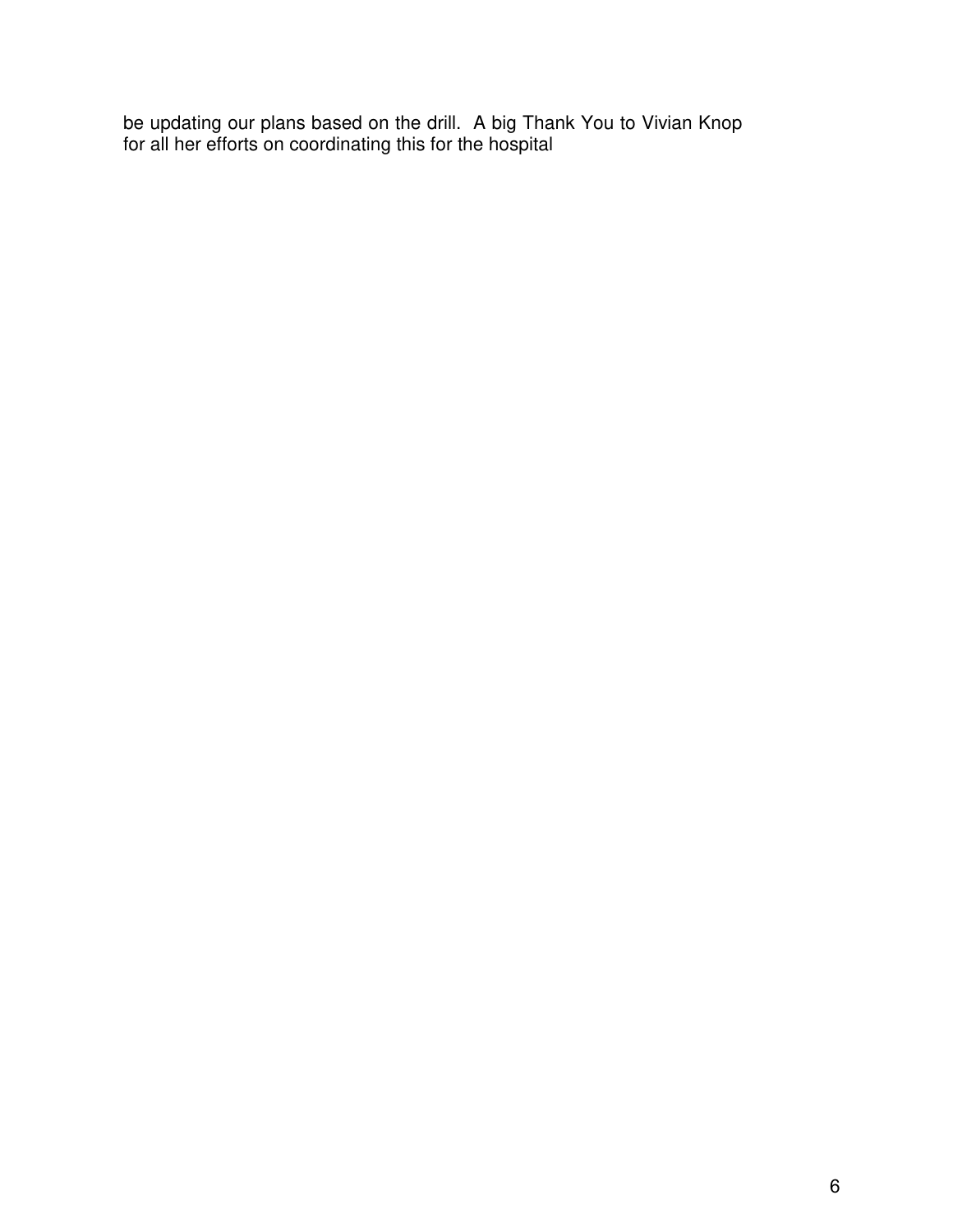be updating our plans based on the drill. A big Thank You to Vivian Knop for all her efforts on coordinating this for the hospital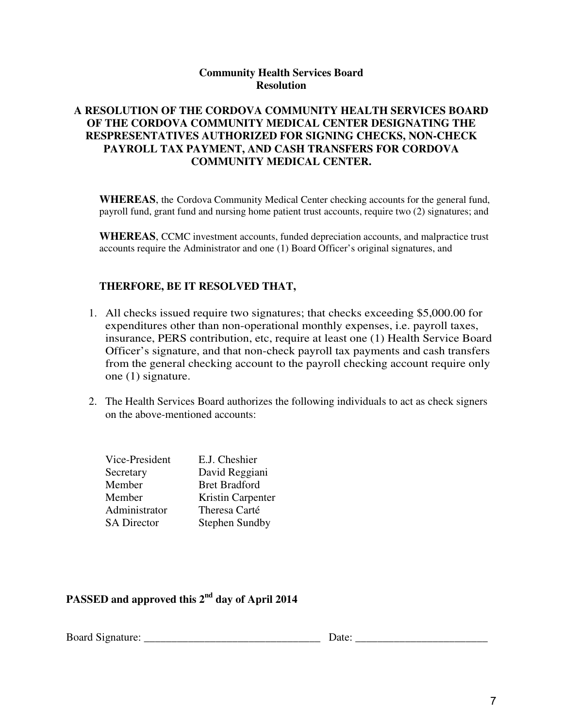**Community Health Services Board**
**Resolution**

**A RESOLUTION OF THE CORDOVA COMMUNITY HEALTH SERVICES BOARD OF THE CORDOVA COMMUNITY MEDICAL CENTER DESIGNATING THE RESPRESENTATIVES AUTHORIZED FOR SIGNING CHECKS, NON-CHECK PAYROLL TAX PAYMENT, AND CASH TRANSFERS FOR CORDOVA COMMUNITY MEDICAL CENTER.**

**WHEREAS**, the Cordova Community Medical Center checking accounts for the general fund, payroll fund, grant fund and nursing home patient trust accounts, require two (2) signatures; and

**WHEREAS**, CCMC investment accounts, funded depreciation accounts, and malpractice trust accounts require the Administrator and one (1) Board Officer's original signatures, and

**THERFORE, BE IT RESOLVED THAT,**

1. All checks issued require two signatures; that checks exceeding $5,000.00 for expenditures other than non-operational monthly expenses, i.e. payroll taxes, insurance, PERS contribution, etc, require at least one (1) Health Service Board Officer's signature, and that non-check payroll tax payments and cash transfers from the general checking account to the payroll checking account require only one (1) signature.

2. The Health Services Board authorizes the following individuals to act as check signers on the above-mentioned accounts:

| | |
|---|---|
| Vice-President | E.J. Cheshier |
| Secretary | David Reggiani |
| Member | Bret Bradford |
| Member | Kristin Carpenter |
| Administrator | Theresa Carté |
| SA Director | Stephen Sundby |

**PASSED and approved this 2nd day of April 2014**

Board Signature: ________________________________ Date: ________________________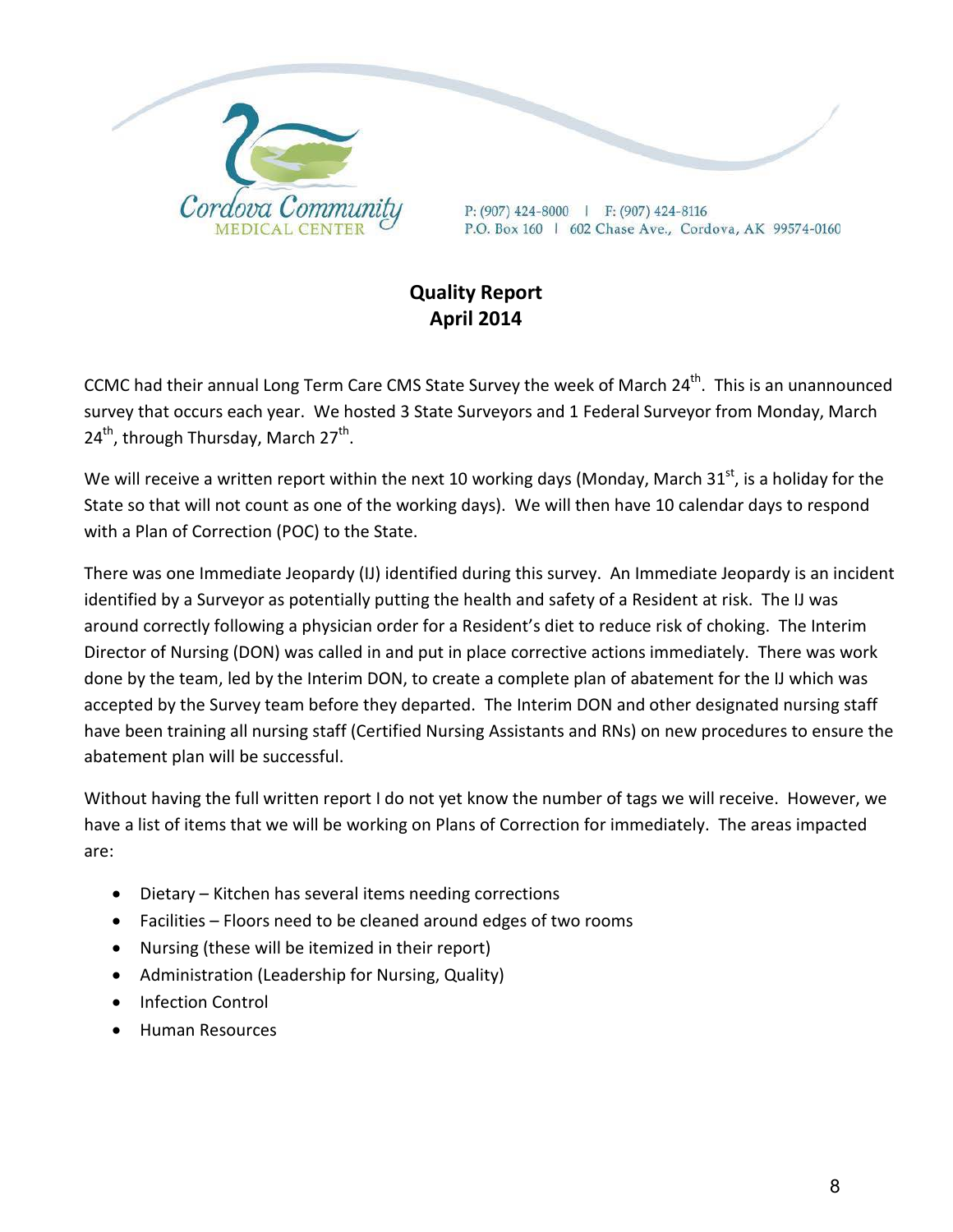Cordova Community MEDICAL CENTER

P: (907) 424-8000 | F: (907) 424-8116
P.O. Box 160 | 602 Chase Ave., Cordova, AK 99574-0160

# Quality Report
## April 2014

CCMC had their annual Long Term Care CMS State Survey the week of March 24th. This is an unannounced survey that occurs each year. We hosted 3 State Surveyors and 1 Federal Surveyor from Monday, March 24th, through Thursday, March 27th.

We will receive a written report within the next 10 working days (Monday, March 31st, is a holiday for the State so that will not count as one of the working days). We will then have 10 calendar days to respond with a Plan of Correction (POC) to the State.

There was one Immediate Jeopardy (IJ) identified during this survey. An Immediate Jeopardy is an incident identified by a Surveyor as potentially putting the health and safety of a Resident at risk. The IJ was around correctly following a physician order for a Resident's diet to reduce risk of choking. The Interim Director of Nursing (DON) was called in and put in place corrective actions immediately. There was work done by the team, led by the Interim DON, to create a complete plan of abatement for the IJ which was accepted by the Survey team before they departed. The Interim DON and other designated nursing staff have been training all nursing staff (Certified Nursing Assistants and RNs) on new procedures to ensure the abatement plan will be successful.

Without having the full written report I do not yet know the number of tags we will receive. However, we have a list of items that we will be working on Plans of Correction for immediately. The areas impacted are:

- Dietary – Kitchen has several items needing corrections
- Facilities – Floors need to be cleaned around edges of two rooms
- Nursing (these will be itemized in their report)
- Administration (Leadership for Nursing, Quality)
- Infection Control
- Human Resources